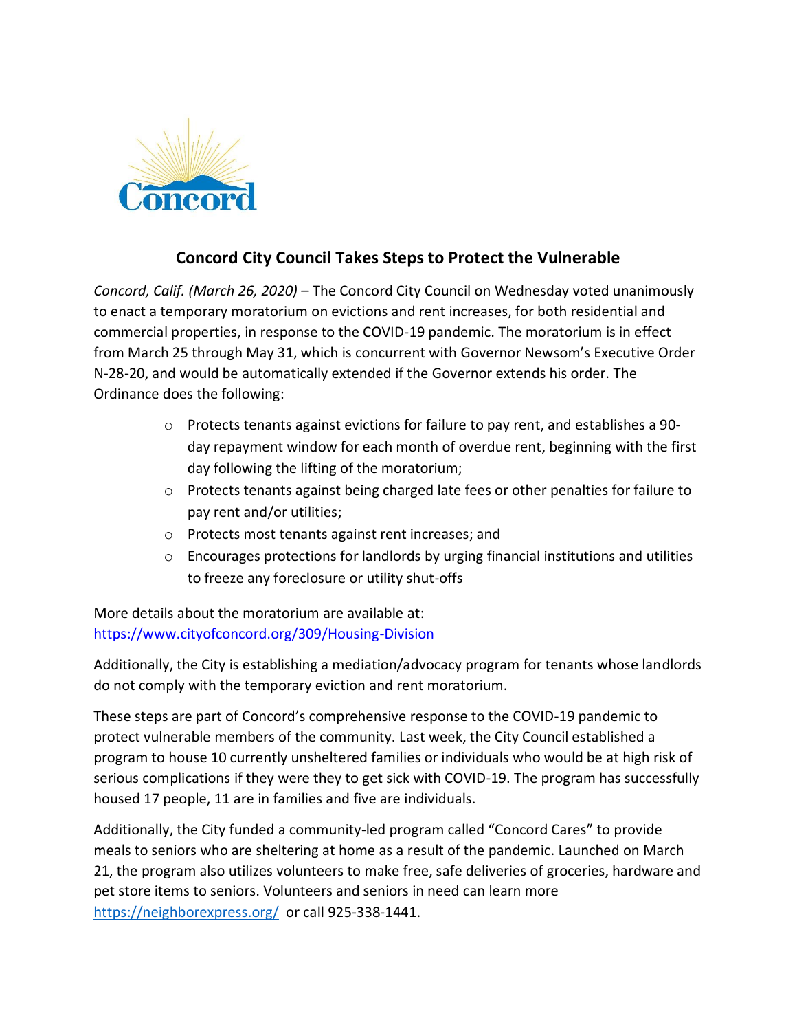Concord

## Concord City Council Takes Steps to Protect the Vulnerable

*Concord, Calif. (March 26, 2020)* – The Concord City Council on Wednesday voted unanimously to enact a temporary moratorium on evictions and rent increases, for both residential and commercial properties, in response to the COVID-19 pandemic. The moratorium is in effect from March 25 through May 31, which is concurrent with Governor Newsom's Executive Order N-28-20, and would be automatically extended if the Governor extends his order. The Ordinance does the following:

- Protects tenants against evictions for failure to pay rent, and establishes a 90-day repayment window for each month of overdue rent, beginning with the first day following the lifting of the moratorium;
- Protects tenants against being charged late fees or other penalties for failure to pay rent and/or utilities;
- Protects most tenants against rent increases; and
- Encourages protections for landlords by urging financial institutions and utilities to freeze any foreclosure or utility shut-offs

More details about the moratorium are available at: https://www.cityofconcord.org/309/Housing-Division

Additionally, the City is establishing a mediation/advocacy program for tenants whose landlords do not comply with the temporary eviction and rent moratorium.

These steps are part of Concord's comprehensive response to the COVID-19 pandemic to protect vulnerable members of the community. Last week, the City Council established a program to house 10 currently unsheltered families or individuals who would be at high risk of serious complications if they were they to get sick with COVID-19. The program has successfully housed 17 people, 11 are in families and five are individuals.

Additionally, the City funded a community-led program called "Concord Cares" to provide meals to seniors who are sheltering at home as a result of the pandemic. Launched on March 21, the program also utilizes volunteers to make free, safe deliveries of groceries, hardware and pet store items to seniors. Volunteers and seniors in need can learn more https://neighborexpress.org/ or call 925-338-1441.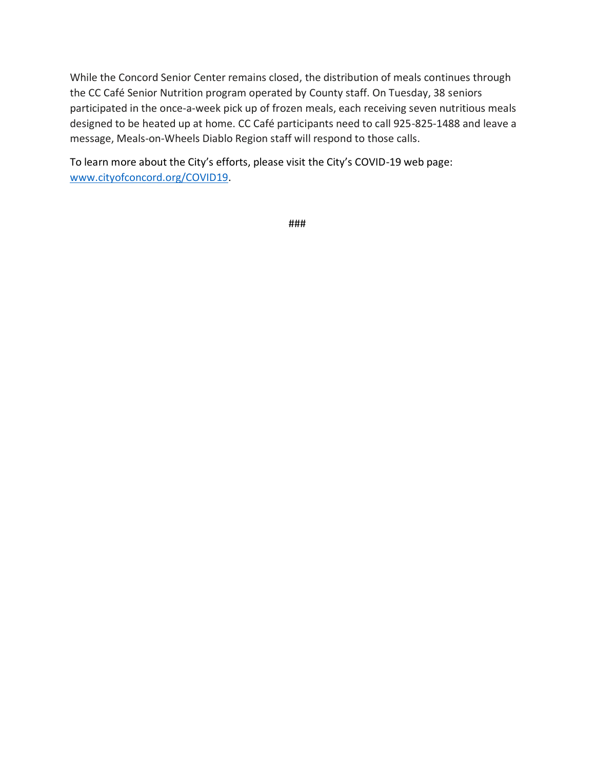While the Concord Senior Center remains closed, the distribution of meals continues through the CC Café Senior Nutrition program operated by County staff. On Tuesday, 38 seniors participated in the once-a-week pick up of frozen meals, each receiving seven nutritious meals designed to be heated up at home. CC Café participants need to call 925-825-1488 and leave a message, Meals-on-Wheels Diablo Region staff will respond to those calls.

To learn more about the City's efforts, please visit the City's COVID-19 web page: [www.cityofconcord.org/COVID19](http://www.cityofconcord.org/COVID19).

###